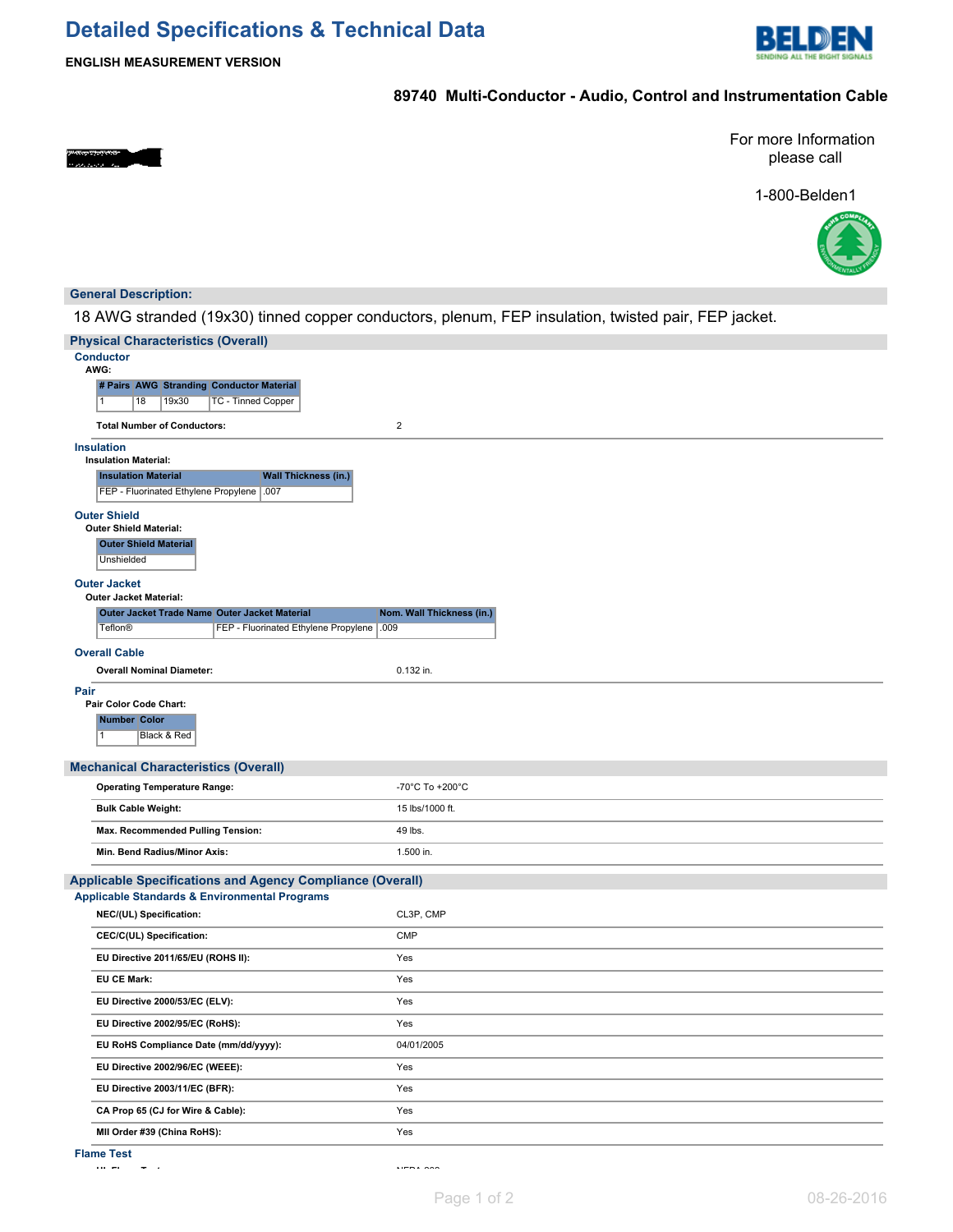# Detailed Specifications & Technical Data

**ENGLISH MEASUREMENT VERSION**

## 89740 Multi-Conductor - Audio, Control and Instrumentation Cable

For more Information please call

1-800-Belden1

## General Description:

18 AWG stranded (19x30) tinned copper conductors, plenum, FEP insulation, twisted pair, FEP jacket.

## Physical Characteristics (Overall)

### Conductor

**AWG:**

| # Pairs | AWG | Stranding | Conductor Material |
|---|---|---|---|
| 1 | 18 | 19x30 | TC - Tinned Copper |

**Total Number of Conductors:** 2

### Insulation

**Insulation Material:**

| Insulation Material | Wall Thickness (in.) |
|---|---|
| FEP - Fluorinated Ethylene Propylene | .007 |

### Outer Shield

**Outer Shield Material:**

| Outer Shield Material |
|---|
| Unshielded |

### Outer Jacket

**Outer Jacket Material:**

| Outer Jacket Trade Name | Outer Jacket Material | Nom. Wall Thickness (in.) |
|---|---|---|
| Teflon® | FEP - Fluorinated Ethylene Propylene | .009 |

### Overall Cable

**Overall Nominal Diameter:** 0.132 in.

### Pair

**Pair Color Code Chart:**

| Number | Color |
|---|---|
| 1 | Black & Red |

## Mechanical Characteristics (Overall)

| | |
|---|---|
| **Operating Temperature Range:** | -70°C To +200°C |
| **Bulk Cable Weight:** | 15 lbs/1000 ft. |
| **Max. Recommended Pulling Tension:** | 49 lbs. |
| **Min. Bend Radius/Minor Axis:** | 1.500 in. |

## Applicable Specifications and Agency Compliance (Overall)

### Applicable Standards & Environmental Programs

| | |
|---|---|
| **NEC/(UL) Specification:** | CL3P, CMP |
| **CEC/C(UL) Specification:** | CMP |
| **EU Directive 2011/65/EU (ROHS II):** | Yes |
| **EU CE Mark:** | Yes |
| **EU Directive 2000/53/EC (ELV):** | Yes |
| **EU Directive 2002/95/EC (RoHS):** | Yes |
| **EU RoHS Compliance Date (mm/dd/yyyy):** | 04/01/2005 |
| **EU Directive 2002/96/EC (WEEE):** | Yes |
| **EU Directive 2003/11/EC (BFR):** | Yes |
| **CA Prop 65 (CJ for Wire & Cable):** | Yes |
| **MII Order #39 (China RoHS):** | Yes |

### Flame Test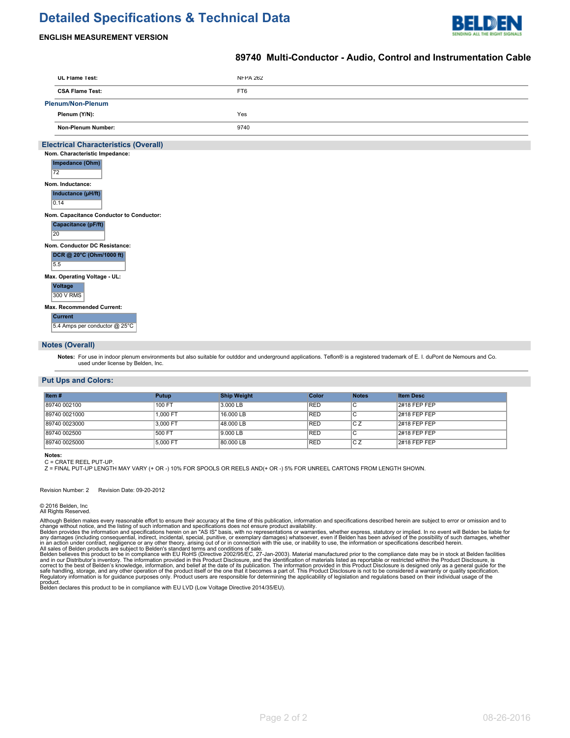# Detailed Specifications & Technical Data

**ENGLISH MEASUREMENT VERSION**

## 89740 Multi-Conductor - Audio, Control and Instrumentation Cable

| | |
|---|---|
| **UL Flame Test:** | NFPA 262 |
| **CSA Flame Test:** | FT6 |

**Plenum/Non-Plenum**

| | |
|---|---|
| **Plenum (Y/N):** | Yes |
| **Non-Plenum Number:** | 9740 |

### Electrical Characteristics (Overall)

**Nom. Characteristic Impedance:**

| Impedance (Ohm) |
|---|
| 72 |

**Nom. Inductance:**

| Inductance (µH/ft) |
|---|
| 0.14 |

**Nom. Capacitance Conductor to Conductor:**

| Capacitance (pF/ft) |
|---|
| 20 |

**Nom. Conductor DC Resistance:**

| DCR @ 20°C (Ohm/1000 ft) |
|---|
| 5.5 |

**Max. Operating Voltage - UL:**

| Voltage |
|---|
| 300 V RMS |

**Max. Recommended Current:**

| Current |
|---|
| 5.4 Amps per conductor @ 25°C |

### Notes (Overall)

**Notes:** For use in indoor plenum environments but also suitable for outddor and underground applications. Teflon® is a registered trademark of E. I. duPont de Nemours and Co. used under license by Belden, Inc.

### Put Ups and Colors:

| Item # | Putup | Ship Weight | Color | Notes | Item Desc |
|---|---|---|---|---|---|
| 89740 002100 | 100 FT | 3.000 LB | RED | C | 2#18 FEP FEP |
| 89740 0021000 | 1,000 FT | 16.000 LB | RED | C | 2#18 FEP FEP |
| 89740 0023000 | 3,000 FT | 48.000 LB | RED | C Z | 2#18 FEP FEP |
| 89740 002500 | 500 FT | 9.000 LB | RED | C | 2#18 FEP FEP |
| 89740 0025000 | 5,000 FT | 80.000 LB | RED | C Z | 2#18 FEP FEP |

**Notes:**
C = CRATE REEL PUT-UP.
Z = FINAL PUT-UP LENGTH MAY VARY (+ OR -) 10% FOR SPOOLS OR REELS AND(+ OR -) 5% FOR UNREEL CARTONS FROM LENGTH SHOWN.

Revision Number: 2 Revision Date: 09-20-2012

© 2016 Belden, Inc
All Rights Reserved.

Although Belden makes every reasonable effort to ensure their accuracy at the time of this publication, information and specifications described herein are subject to error or omission and to change without notice, and the listing of such information and specifications does not ensure product availability.
Belden provides the information and specifications herein on an "AS IS" basis, with no representations or warranties, whether express, statutory or implied. In no event will Belden be liable for any damages (including consequential, indirect, incidental, special, punitive, or exemplary damages) whatsoever, even if Belden has been advised of the possibility of such damages, whether in an action under contract, negligence or any other theory, arising out of or in connection with the use, or inability to use, the information or specifications described herein.
All sales of Belden products are subject to Belden's standard terms and conditions of sale.
Belden believes this product to be in compliance with EU RoHS (Directive 2002/95/EC, 27-Jan-2003). Material manufactured prior to the compliance date may be in stock at Belden facilities and in our Distributor's inventory. The information provided in this Product Disclosure, and the identification of materials listed as reportable or restricted within the Product Disclosure, is correct to the best of Belden's knowledge, information, and belief at the date of its publication. The information provided in this Product Disclosure is designed only as a general guide for the safe handling, storage, and any other operation of the product itself or the one that it becomes a part of. This Product Disclosure is not to be considered a warranty or quality specification. Regulatory information is for guidance purposes only. Product users are responsible for determining the applicability of legislation and regulations based on their individual usage of the product.
Belden declares this product to be in compliance with EU LVD (Low Voltage Directive 2014/35/EU).